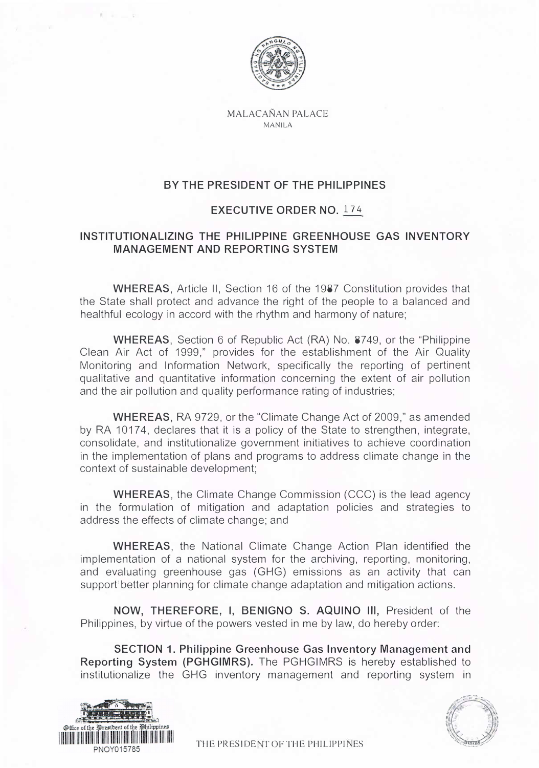MALACAÑAN PALACE
MANILA

## BY THE PRESIDENT OF THE PHILIPPINES

## EXECUTIVE ORDER NO. 174

## INSTITUTIONALIZING THE PHILIPPINE GREENHOUSE GAS INVENTORY MANAGEMENT AND REPORTING SYSTEM

**WHEREAS**, Article II, Section 16 of the 1987 Constitution provides that the State shall protect and advance the right of the people to a balanced and healthful ecology in accord with the rhythm and harmony of nature;

**WHEREAS**, Section 6 of Republic Act (RA) No. 8749, or the "Philippine Clean Air Act of 1999," provides for the establishment of the Air Quality Monitoring and Information Network, specifically the reporting of pertinent qualitative and quantitative information concerning the extent of air pollution and the air pollution and quality performance rating of industries;

**WHEREAS**, RA 9729, or the "Climate Change Act of 2009," as amended by RA 10174, declares that it is a policy of the State to strengthen, integrate, consolidate, and institutionalize government initiatives to achieve coordination in the implementation of plans and programs to address climate change in the context of sustainable development;

**WHEREAS**, the Climate Change Commission (CCC) is the lead agency in the formulation of mitigation and adaptation policies and strategies to address the effects of climate change; and

**WHEREAS**, the National Climate Change Action Plan identified the implementation of a national system for the archiving, reporting, monitoring, and evaluating greenhouse gas (GHG) emissions as an activity that can support better planning for climate change adaptation and mitigation actions.

**NOW, THEREFORE, I, BENIGNO S. AQUINO III,** President of the Philippines, by virtue of the powers vested in me by law, do hereby order:

**SECTION 1. Philippine Greenhouse Gas Inventory Management and Reporting System (PGHGIMRS).** The PGHGIMRS is hereby established to institutionalize the GHG inventory management and reporting system in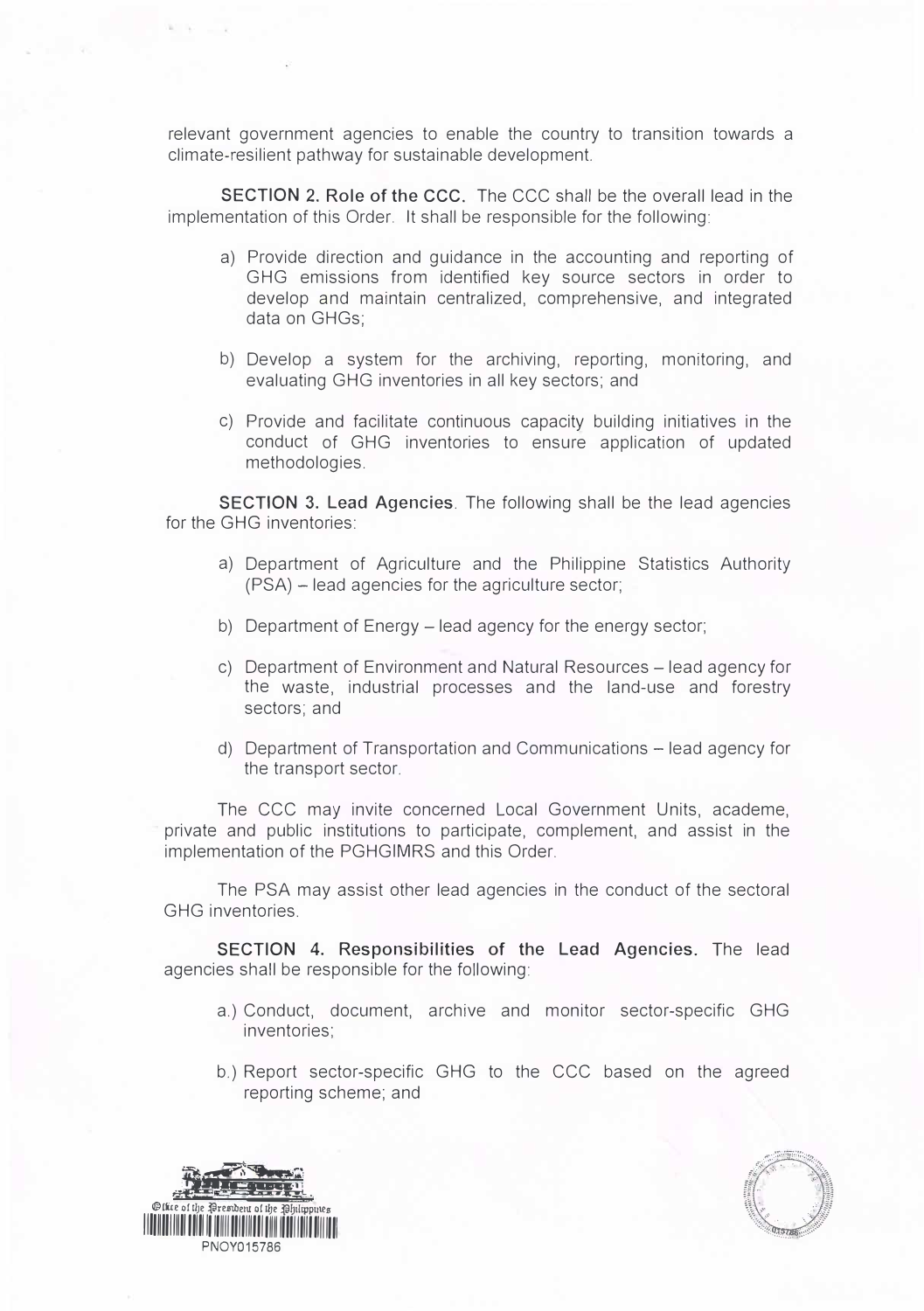relevant government agencies to enable the country to transition towards a climate-resilient pathway for sustainable development.

**SECTION 2. Role of the CCC.** The CCC shall be the overall lead in the implementation of this Order. It shall be responsible for the following:

a) Provide direction and guidance in the accounting and reporting of GHG emissions from identified key source sectors in order to develop and maintain centralized, comprehensive, and integrated data on GHGs;

b) Develop a system for the archiving, reporting, monitoring, and evaluating GHG inventories in all key sectors; and

c) Provide and facilitate continuous capacity building initiatives in the conduct of GHG inventories to ensure application of updated methodologies.

**SECTION 3. Lead Agencies**. The following shall be the lead agencies for the GHG inventories:

a) Department of Agriculture and the Philippine Statistics Authority (PSA) – lead agencies for the agriculture sector;

b) Department of Energy – lead agency for the energy sector;

c) Department of Environment and Natural Resources – lead agency for the waste, industrial processes and the land-use and forestry sectors; and

d) Department of Transportation and Communications – lead agency for the transport sector.

The CCC may invite concerned Local Government Units, academe, private and public institutions to participate, complement, and assist in the implementation of the PGHGIMRS and this Order.

The PSA may assist other lead agencies in the conduct of the sectoral GHG inventories.

**SECTION 4. Responsibilities of the Lead Agencies.** The lead agencies shall be responsible for the following:

a.) Conduct, document, archive and monitor sector-specific GHG inventories;

b.) Report sector-specific GHG to the CCC based on the agreed reporting scheme; and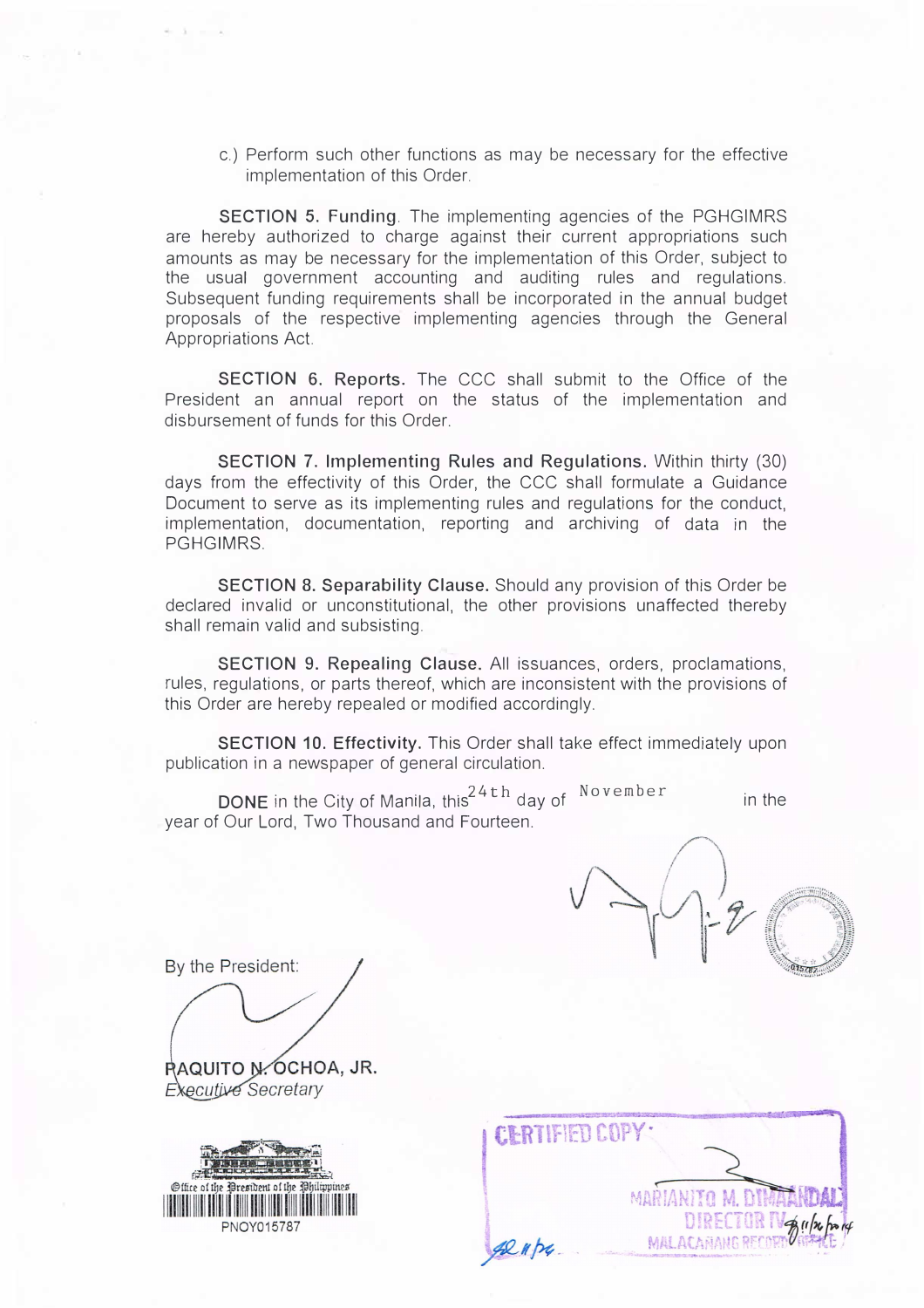c.) Perform such other functions as may be necessary for the effective implementation of this Order.

**SECTION 5. Funding**. The implementing agencies of the PGHGIMRS are hereby authorized to charge against their current appropriations such amounts as may be necessary for the implementation of this Order, subject to the usual government accounting and auditing rules and regulations. Subsequent funding requirements shall be incorporated in the annual budget proposals of the respective implementing agencies through the General Appropriations Act.

**SECTION 6. Reports.** The CCC shall submit to the Office of the President an annual report on the status of the implementation and disbursement of funds for this Order.

**SECTION 7. Implementing Rules and Regulations.** Within thirty (30) days from the effectivity of this Order, the CCC shall formulate a Guidance Document to serve as its implementing rules and regulations for the conduct, implementation, documentation, reporting and archiving of data in the PGHGIMRS.

**SECTION 8. Separability Clause.** Should any provision of this Order be declared invalid or unconstitutional, the other provisions unaffected thereby shall remain valid and subsisting.

**SECTION 9. Repealing Clause.** All issuances, orders, proclamations, rules, regulations, or parts thereof, which are inconsistent with the provisions of this Order are hereby repealed or modified accordingly.

**SECTION 10. Effectivity.** This Order shall take effect immediately upon publication in a newspaper of general circulation.

**DONE** in the City of Manila, this 24th day of November in the year of Our Lord, Two Thousand and Fourteen.

By the President:

**PAQUITO N. OCHOA, JR.**
*Executive Secretary*

Office of the President of the Philippines
PNOY015787

CERTIFIED COPY:

MARIANITO M. DIMAANDAL
DIRECTOR IV
MALACAÑANG RECORDS OFFICE